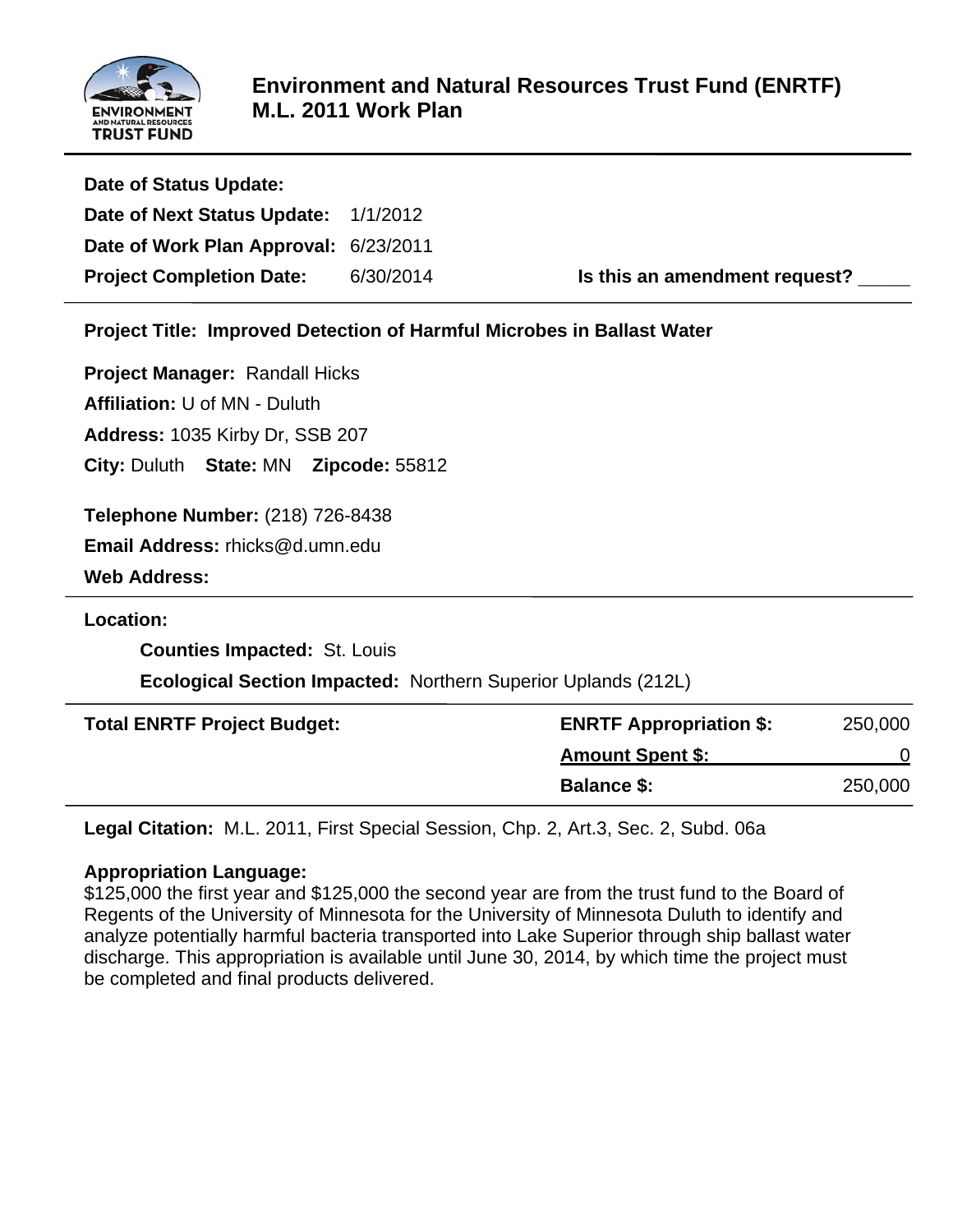# Environment and Natural Resources Trust Fund (ENRTF)
# M.L. 2011 Work Plan

**Date of Status Update:**
**Date of Next Status Update:** 1/1/2012
**Date of Work Plan Approval:** 6/23/2011
**Project Completion Date:** 6/30/2014 **Is this an amendment request?** _____

**Project Title: Improved Detection of Harmful Microbes in Ballast Water**

**Project Manager:** Randall Hicks
**Affiliation:** U of MN - Duluth
**Address:** 1035 Kirby Dr, SSB 207
**City:** Duluth **State:** MN **Zipcode:** 55812

**Telephone Number:** (218) 726-8438
**Email Address:** rhicks@d.umn.edu
**Web Address:**

**Location:**

**Counties Impacted:** St. Louis

**Ecological Section Impacted:** Northern Superior Uplands (212L)

| | | |
|---|---|---|
| **Total ENRTF Project Budget:** | **ENRTF Appropriation $:** | 250,000 |
| | **Amount Spent $:** | 0 |
| | **Balance $:** | 250,000 |

**Legal Citation:** M.L. 2011, First Special Session, Chp. 2, Art.3, Sec. 2, Subd. 06a

**Appropriation Language:**
$125,000 the first year and $125,000 the second year are from the trust fund to the Board of Regents of the University of Minnesota for the University of Minnesota Duluth to identify and analyze potentially harmful bacteria transported into Lake Superior through ship ballast water discharge. This appropriation is available until June 30, 2014, by which time the project must be completed and final products delivered.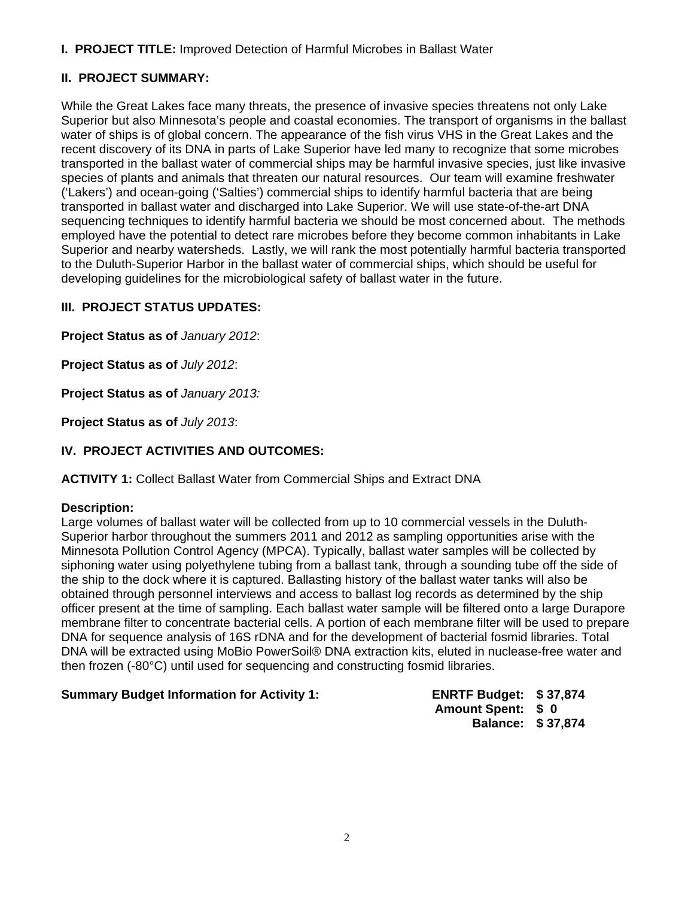**I. PROJECT TITLE:** Improved Detection of Harmful Microbes in Ballast Water

**II. PROJECT SUMMARY:**

While the Great Lakes face many threats, the presence of invasive species threatens not only Lake Superior but also Minnesota's people and coastal economies. The transport of organisms in the ballast water of ships is of global concern. The appearance of the fish virus VHS in the Great Lakes and the recent discovery of its DNA in parts of Lake Superior have led many to recognize that some microbes transported in the ballast water of commercial ships may be harmful invasive species, just like invasive species of plants and animals that threaten our natural resources. Our team will examine freshwater ('Lakers') and ocean-going ('Salties') commercial ships to identify harmful bacteria that are being transported in ballast water and discharged into Lake Superior. We will use state-of-the-art DNA sequencing techniques to identify harmful bacteria we should be most concerned about. The methods employed have the potential to detect rare microbes before they become common inhabitants in Lake Superior and nearby watersheds. Lastly, we will rank the most potentially harmful bacteria transported to the Duluth-Superior Harbor in the ballast water of commercial ships, which should be useful for developing guidelines for the microbiological safety of ballast water in the future.

**III. PROJECT STATUS UPDATES:**

**Project Status as of** *January 2012*:

**Project Status as of** *July 2012*:

**Project Status as of** *January 2013:*

**Project Status as of** *July 2013*:

**IV. PROJECT ACTIVITIES AND OUTCOMES:**

**ACTIVITY 1:** Collect Ballast Water from Commercial Ships and Extract DNA

**Description:**
Large volumes of ballast water will be collected from up to 10 commercial vessels in the Duluth-Superior harbor throughout the summers 2011 and 2012 as sampling opportunities arise with the Minnesota Pollution Control Agency (MPCA). Typically, ballast water samples will be collected by siphoning water using polyethylene tubing from a ballast tank, through a sounding tube off the side of the ship to the dock where it is captured. Ballasting history of the ballast water tanks will also be obtained through personnel interviews and access to ballast log records as determined by the ship officer present at the time of sampling. Each ballast water sample will be filtered onto a large Durapore membrane filter to concentrate bacterial cells. A portion of each membrane filter will be used to prepare DNA for sequence analysis of 16S rDNA and for the development of bacterial fosmid libraries. Total DNA will be extracted using MoBio PowerSoil® DNA extraction kits, eluted in nuclease-free water and then frozen (-80°C) until used for sequencing and constructing fosmid libraries.

**Summary Budget Information for Activity 1:**

**ENRTF Budget: $ 37,874**
**Amount Spent: $ 0**
**Balance: $ 37,874**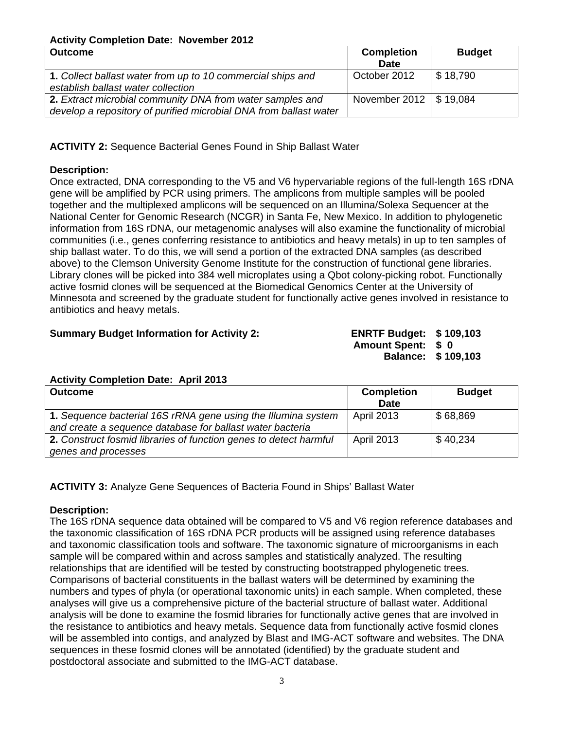**Activity Completion Date: November 2012**

| Outcome | Completion Date | Budget |
| --- | --- | --- |
| **1.** *Collect ballast water from up to 10 commercial ships and establish ballast water collection* | October 2012 | $ 18,790 |
| **2.** *Extract microbial community DNA from water samples and develop a repository of purified microbial DNA from ballast water* | November 2012 | $ 19,084 |

**ACTIVITY 2:** Sequence Bacterial Genes Found in Ship Ballast Water

**Description:**
Once extracted, DNA corresponding to the V5 and V6 hypervariable regions of the full-length 16S rDNA gene will be amplified by PCR using primers. The amplicons from multiple samples will be pooled together and the multiplexed amplicons will be sequenced on an Illumina/Solexa Sequencer at the National Center for Genomic Research (NCGR) in Santa Fe, New Mexico. In addition to phylogenetic information from 16S rDNA, our metagenomic analyses will also examine the functionality of microbial communities (i.e., genes conferring resistance to antibiotics and heavy metals) in up to ten samples of ship ballast water. To do this, we will send a portion of the extracted DNA samples (as described above) to the Clemson University Genome Institute for the construction of functional gene libraries. Library clones will be picked into 384 well microplates using a Qbot colony-picking robot. Functionally active fosmid clones will be sequenced at the Biomedical Genomics Center at the University of Minnesota and screened by the graduate student for functionally active genes involved in resistance to antibiotics and heavy metals.

**Summary Budget Information for Activity 2:**

**ENRTF Budget: $ 109,103**
**Amount Spent: $ 0**
**Balance: $ 109,103**

**Activity Completion Date: April 2013**

| Outcome | Completion Date | Budget |
| --- | --- | --- |
| **1.** *Sequence bacterial 16S rRNA gene using the Illumina system and create a sequence database for ballast water bacteria* | April 2013 | $ 68,869 |
| **2.** *Construct fosmid libraries of function genes to detect harmful genes and processes* | April 2013 | $ 40,234 |

**ACTIVITY 3:** Analyze Gene Sequences of Bacteria Found in Ships' Ballast Water

**Description:**
The 16S rDNA sequence data obtained will be compared to V5 and V6 region reference databases and the taxonomic classification of 16S rDNA PCR products will be assigned using reference databases and taxonomic classification tools and software. The taxonomic signature of microorganisms in each sample will be compared within and across samples and statistically analyzed. The resulting relationships that are identified will be tested by constructing bootstrapped phylogenetic trees. Comparisons of bacterial constituents in the ballast waters will be determined by examining the numbers and types of phyla (or operational taxonomic units) in each sample. When completed, these analyses will give us a comprehensive picture of the bacterial structure of ballast water. Additional analysis will be done to examine the fosmid libraries for functionally active genes that are involved in the resistance to antibiotics and heavy metals. Sequence data from functionally active fosmid clones will be assembled into contigs, and analyzed by Blast and IMG-ACT software and websites. The DNA sequences in these fosmid clones will be annotated (identified) by the graduate student and postdoctoral associate and submitted to the IMG-ACT database.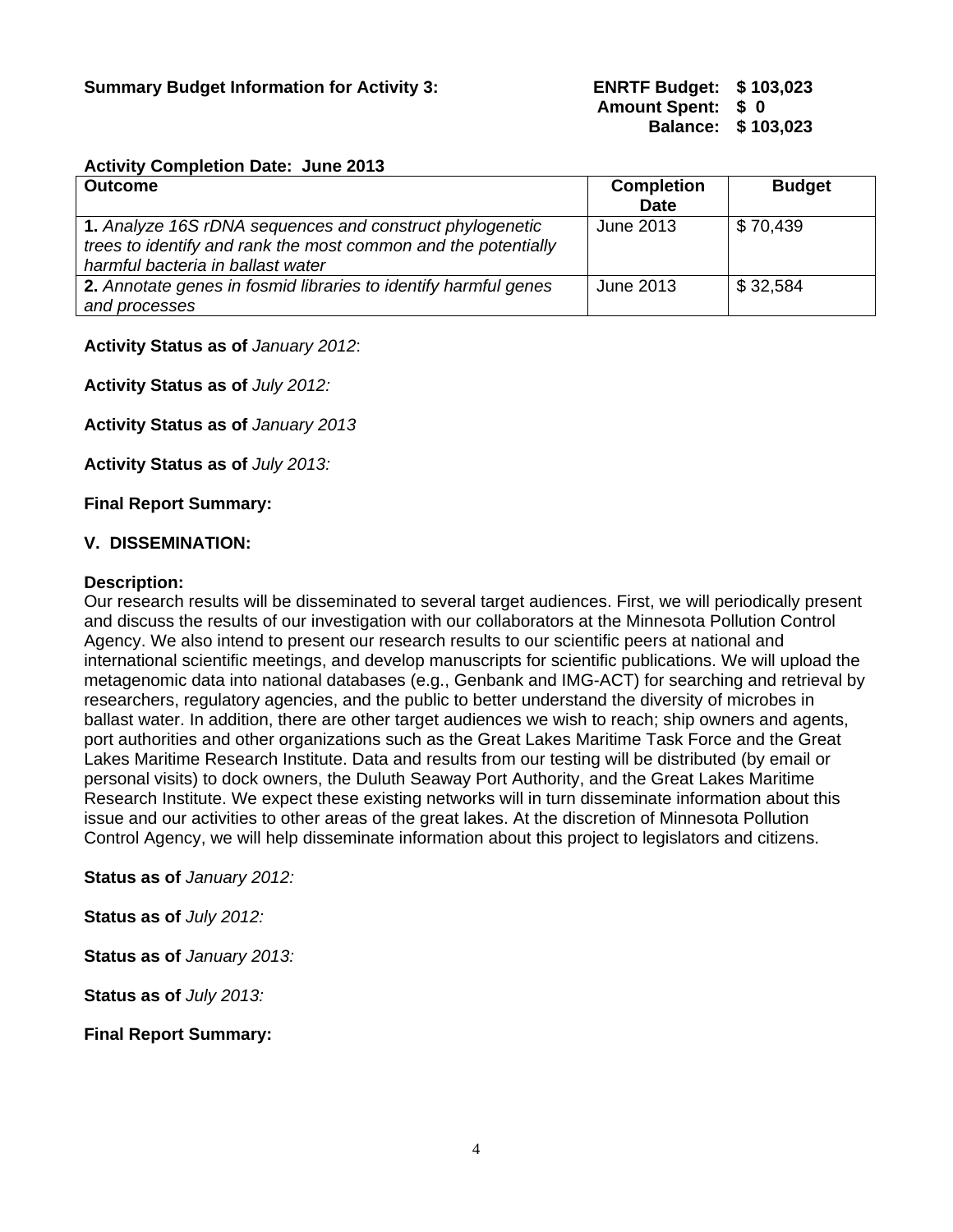**Summary Budget Information for Activity 3:**

**ENRTF Budget: $ 103,023**
**Amount Spent: $ 0**
**Balance: $ 103,023**

**Activity Completion Date: June 2013**

| **Outcome** | **Completion Date** | **Budget** |
|---|---|---|
| **1.** *Analyze 16S rDNA sequences and construct phylogenetic trees to identify and rank the most common and the potentially harmful bacteria in ballast water* | June 2013 | $ 70,439 |
| **2.** *Annotate genes in fosmid libraries to identify harmful genes and processes* | June 2013 | $ 32,584 |

**Activity Status as of** *January 2012*:

**Activity Status as of** *July 2012:*

**Activity Status as of** *January 2013*

**Activity Status as of** *July 2013:*

**Final Report Summary:**

## V. DISSEMINATION:

**Description:**
Our research results will be disseminated to several target audiences. First, we will periodically present and discuss the results of our investigation with our collaborators at the Minnesota Pollution Control Agency. We also intend to present our research results to our scientific peers at national and international scientific meetings, and develop manuscripts for scientific publications. We will upload the metagenomic data into national databases (e.g., Genbank and IMG-ACT) for searching and retrieval by researchers, regulatory agencies, and the public to better understand the diversity of microbes in ballast water. In addition, there are other target audiences we wish to reach; ship owners and agents, port authorities and other organizations such as the Great Lakes Maritime Task Force and the Great Lakes Maritime Research Institute. Data and results from our testing will be distributed (by email or personal visits) to dock owners, the Duluth Seaway Port Authority, and the Great Lakes Maritime Research Institute. We expect these existing networks will in turn disseminate information about this issue and our activities to other areas of the great lakes. At the discretion of Minnesota Pollution Control Agency, we will help disseminate information about this project to legislators and citizens.

**Status as of** *January 2012:*

**Status as of** *July 2012:*

**Status as of** *January 2013:*

**Status as of** *July 2013:*

**Final Report Summary:**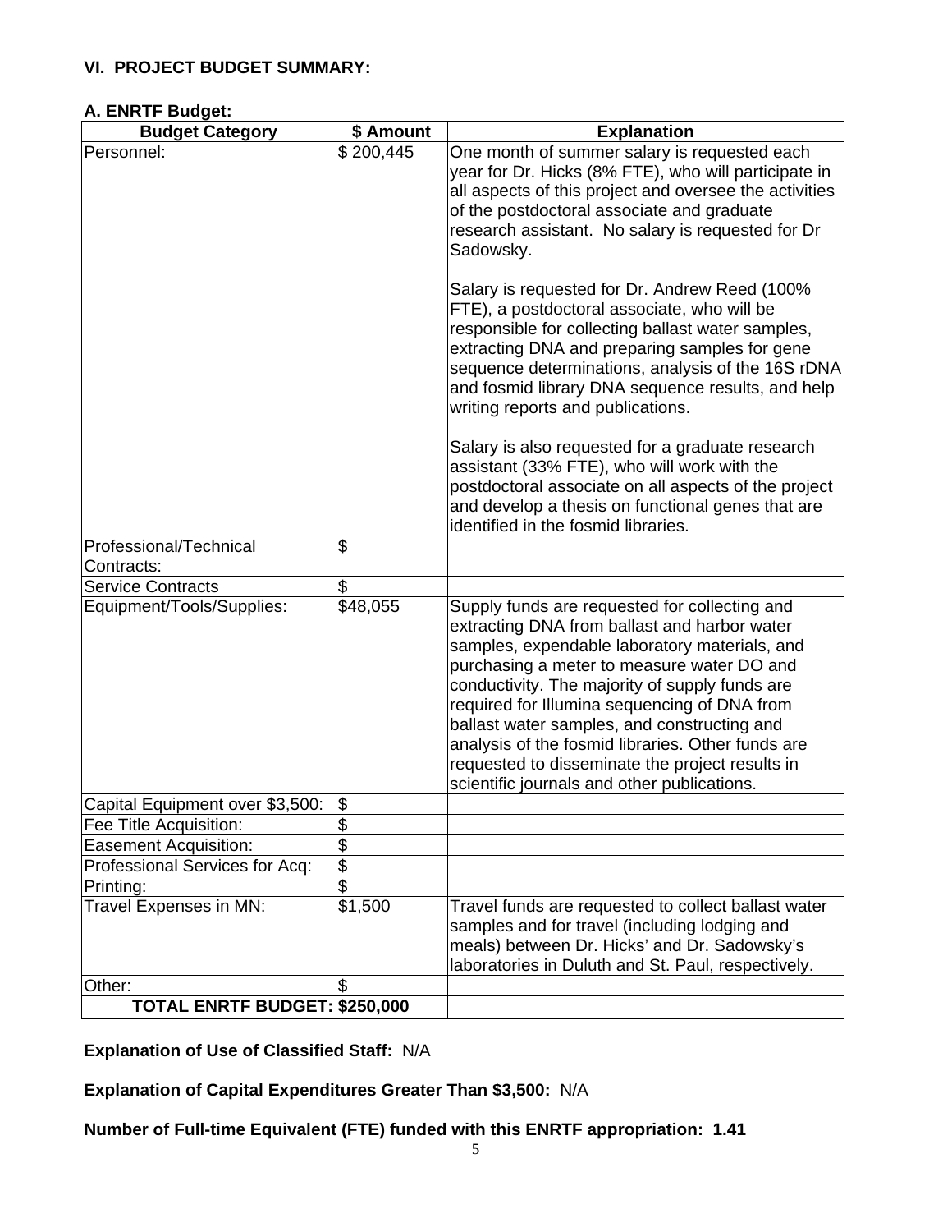### VI. PROJECT BUDGET SUMMARY:

**A. ENRTF Budget:**

| Budget Category | $ Amount | Explanation |
|---|---|---|
| Personnel: | $ 200,445 | One month of summer salary is requested each year for Dr. Hicks (8% FTE), who will participate in all aspects of this project and oversee the activities of the postdoctoral associate and graduate research assistant. No salary is requested for Dr Sadowsky.<br><br>Salary is requested for Dr. Andrew Reed (100% FTE), a postdoctoral associate, who will be responsible for collecting ballast water samples, extracting DNA and preparing samples for gene sequence determinations, analysis of the 16S rDNA and fosmid library DNA sequence results, and help writing reports and publications.<br><br>Salary is also requested for a graduate research assistant (33% FTE), who will work with the postdoctoral associate on all aspects of the project and develop a thesis on functional genes that are identified in the fosmid libraries. |
| Professional/Technical Contracts: | $ | |
| Service Contracts | $ | |
| Equipment/Tools/Supplies: | $48,055 | Supply funds are requested for collecting and extracting DNA from ballast and harbor water samples, expendable laboratory materials, and purchasing a meter to measure water DO and conductivity. The majority of supply funds are required for Illumina sequencing of DNA from ballast water samples, and constructing and analysis of the fosmid libraries. Other funds are requested to disseminate the project results in scientific journals and other publications. |
| Capital Equipment over $3,500: | $ | |
| Fee Title Acquisition: | $ | |
| Easement Acquisition: | $ | |
| Professional Services for Acq: | $ | |
| Printing: | $ | |
| Travel Expenses in MN: | $1,500 | Travel funds are requested to collect ballast water samples and for travel (including lodging and meals) between Dr. Hicks' and Dr. Sadowsky's laboratories in Duluth and St. Paul, respectively. |
| Other: | $ | |
| **TOTAL ENRTF BUDGET:** | **$250,000** | |

**Explanation of Use of Classified Staff:** N/A

**Explanation of Capital Expenditures Greater Than $3,500:** N/A

**Number of Full-time Equivalent (FTE) funded with this ENRTF appropriation: 1.41**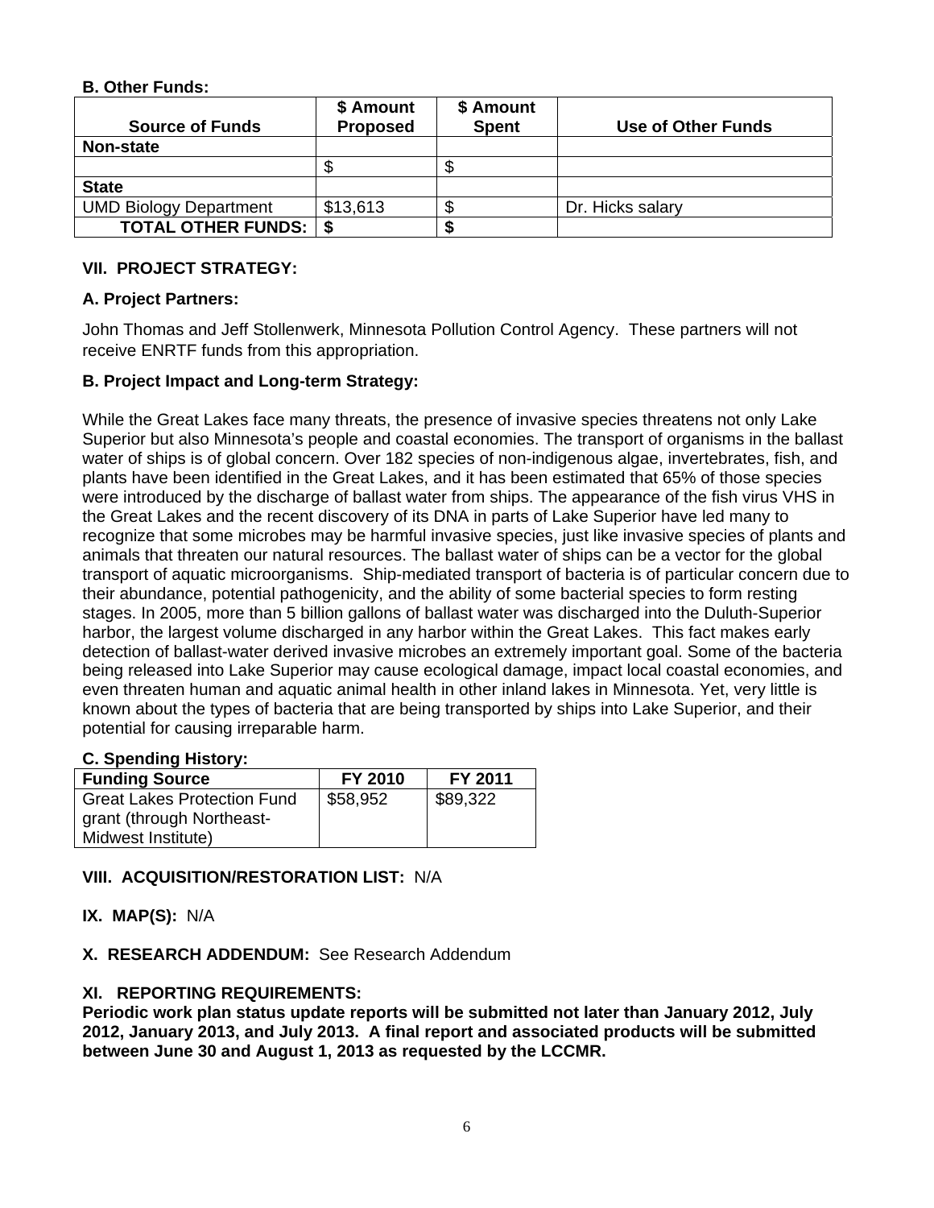**B. Other Funds:**

| Source of Funds | $ Amount Proposed | $ Amount Spent | Use of Other Funds |
|---|---|---|---|
| **Non-state** | | | |
| | $ | $ | |
| **State** | | | |
| UMD Biology Department | $13,613 | $ | Dr. Hicks salary |
| **TOTAL OTHER FUNDS:** | **$** | **$** | |

## VII. PROJECT STRATEGY:

### A. Project Partners:

John Thomas and Jeff Stollenwerk, Minnesota Pollution Control Agency. These partners will not receive ENRTF funds from this appropriation.

### B. Project Impact and Long-term Strategy:

While the Great Lakes face many threats, the presence of invasive species threatens not only Lake Superior but also Minnesota's people and coastal economies. The transport of organisms in the ballast water of ships is of global concern. Over 182 species of non-indigenous algae, invertebrates, fish, and plants have been identified in the Great Lakes, and it has been estimated that 65% of those species were introduced by the discharge of ballast water from ships. The appearance of the fish virus VHS in the Great Lakes and the recent discovery of its DNA in parts of Lake Superior have led many to recognize that some microbes may be harmful invasive species, just like invasive species of plants and animals that threaten our natural resources. The ballast water of ships can be a vector for the global transport of aquatic microorganisms. Ship-mediated transport of bacteria is of particular concern due to their abundance, potential pathogenicity, and the ability of some bacterial species to form resting stages. In 2005, more than 5 billion gallons of ballast water was discharged into the Duluth-Superior harbor, the largest volume discharged in any harbor within the Great Lakes. This fact makes early detection of ballast-water derived invasive microbes an extremely important goal. Some of the bacteria being released into Lake Superior may cause ecological damage, impact local coastal economies, and even threaten human and aquatic animal health in other inland lakes in Minnesota. Yet, very little is known about the types of bacteria that are being transported by ships into Lake Superior, and their potential for causing irreparable harm.

### C. Spending History:

| Funding Source | FY 2010 | FY 2011 |
|---|---|---|
| Great Lakes Protection Fund grant (through Northeast-Midwest Institute) | $58,952 | $89,322 |

## VIII. ACQUISITION/RESTORATION LIST: N/A

## IX. MAP(S): N/A

## X. RESEARCH ADDENDUM: See Research Addendum

## XI. REPORTING REQUIREMENTS:

**Periodic work plan status update reports will be submitted not later than January 2012, July 2012, January 2013, and July 2013. A final report and associated products will be submitted between June 30 and August 1, 2013 as requested by the LCCMR.**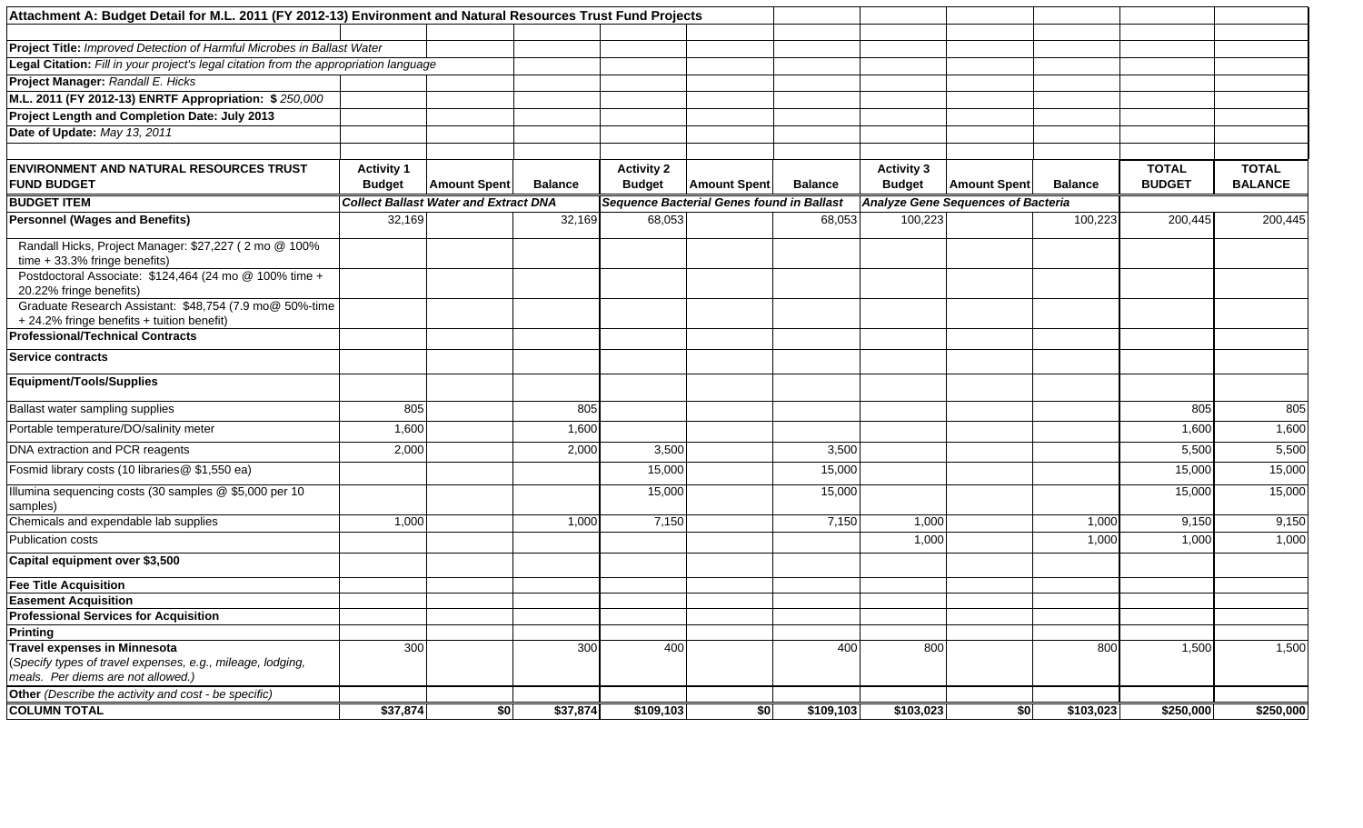**Attachment A: Budget Detail for M.L. 2011 (FY 2012-13) Environment and Natural Resources Trust Fund Projects**

**Project Title:** *Improved Detection of Harmful Microbes in Ballast Water*

**Legal Citation:** *Fill in your project's legal citation from the appropriation language*

**Project Manager:** *Randall E. Hicks*

**M.L. 2011 (FY 2012-13) ENRTF Appropriation: $** *250,000*

**Project Length and Completion Date: July 2013**

**Date of Update:** *May 13, 2011*

| ENVIRONMENT AND NATURAL RESOURCES TRUST FUND BUDGET | Activity 1 Budget | Amount Spent | Balance | Activity 2 Budget | Amount Spent | Balance | Activity 3 Budget | Amount Spent | Balance | TOTAL BUDGET | TOTAL BALANCE |
|---|---|---|---|---|---|---|---|---|---|---|---|
| **BUDGET ITEM** | *Collect Ballast Water and Extract DNA* | | | *Sequence Bacterial Genes found in Ballast* | | | *Analyze Gene Sequences of Bacteria* | | | | |
| **Personnel (Wages and Benefits)** | 32,169 | | 32,169 | 68,053 | | 68,053 | 100,223 | | 100,223 | 200,445 | 200,445 |
| Randall Hicks, Project Manager: $27,227 ( 2 mo @ 100% time + 33.3% fringe benefits) | | | | | | | | | | | |
| Postdoctoral Associate: $124,464 (24 mo @ 100% time + 20.22% fringe benefits) | | | | | | | | | | | |
| Graduate Research Assistant: $48,754 (7.9 mo@ 50%-time + 24.2% fringe benefits + tuition benefit) | | | | | | | | | | | |
| **Professional/Technical Contracts** | | | | | | | | | | | |
| **Service contracts** | | | | | | | | | | | |
| **Equipment/Tools/Supplies** | | | | | | | | | | | |
| Ballast water sampling supplies | 805 | | 805 | | | | | | | 805 | 805 |
| Portable temperature/DO/salinity meter | 1,600 | | 1,600 | | | | | | | 1,600 | 1,600 |
| DNA extraction and PCR reagents | 2,000 | | 2,000 | 3,500 | | 3,500 | | | | 5,500 | 5,500 |
| Fosmid library costs (10 libraries@ $1,550 ea) | | | | 15,000 | | 15,000 | | | | 15,000 | 15,000 |
| Illumina sequencing costs (30 samples @ $5,000 per 10 samples) | | | | 15,000 | | 15,000 | | | | 15,000 | 15,000 |
| Chemicals and expendable lab supplies | 1,000 | | 1,000 | 7,150 | | 7,150 | 1,000 | | 1,000 | 9,150 | 9,150 |
| Publication costs | | | | | | | 1,000 | | 1,000 | 1,000 | 1,000 |
| **Capital equipment over $3,500** | | | | | | | | | | | |
| **Fee Title Acquisition** | | | | | | | | | | | |
| **Easement Acquisition** | | | | | | | | | | | |
| **Professional Services for Acquisition** | | | | | | | | | | | |
| **Printing** | | | | | | | | | | | |
| **Travel expenses in Minnesota** (*Specify types of travel expenses, e.g., mileage, lodging, meals. Per diems are not allowed.*) | 300 | | 300 | 400 | | 400 | 800 | | 800 | 1,500 | 1,500 |
| **Other** *(Describe the activity and cost - be specific)* | | | | | | | | | | | |
| **COLUMN TOTAL** | **$37,874** | **$0** | **$37,874** | **$109,103** | **$0** | **$109,103** | **$103,023** | **$0** | **$103,023** | **$250,000** | **$250,000** |